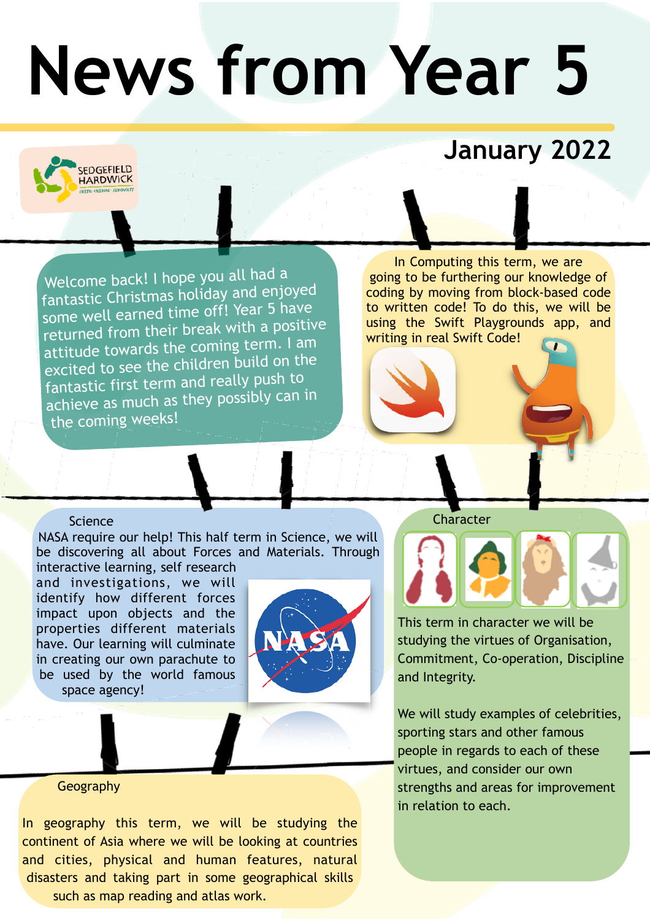# News from Year 5

## January 2022

SEDGEFIELD HARDWICK

Welcome back! I hope you all had a fantastic Christmas holiday and enjoyed some well earned time off! Year 5 have returned from their break with a positive attitude towards the coming term. I am excited to see the children build on the fantastic first term and really push to achieve as much as they possibly can in the coming weeks!

In Computing this term, we are going to be furthering our knowledge of coding by moving from block-based code to written code! To do this, we will be using the Swift Playgrounds app, and writing in real Swift Code!

### Science

NASA require our help! This half term in Science, we will be discovering all about Forces and Materials. Through interactive learning, self research and investigations, we will identify how different forces impact upon objects and the properties different materials have. Our learning will culminate in creating our own parachute to be used by the world famous space agency!

### Character

This term in character we will be studying the virtues of Organisation, Commitment, Co-operation, Discipline and Integrity.

We will study examples of celebrities, sporting stars and other famous people in regards to each of these virtues, and consider our own strengths and areas for improvement in relation to each.

### Geography

In geography this term, we will be studying the continent of Asia where we will be looking at countries and cities, physical and human features, natural disasters and taking part in some geographical skills such as map reading and atlas work.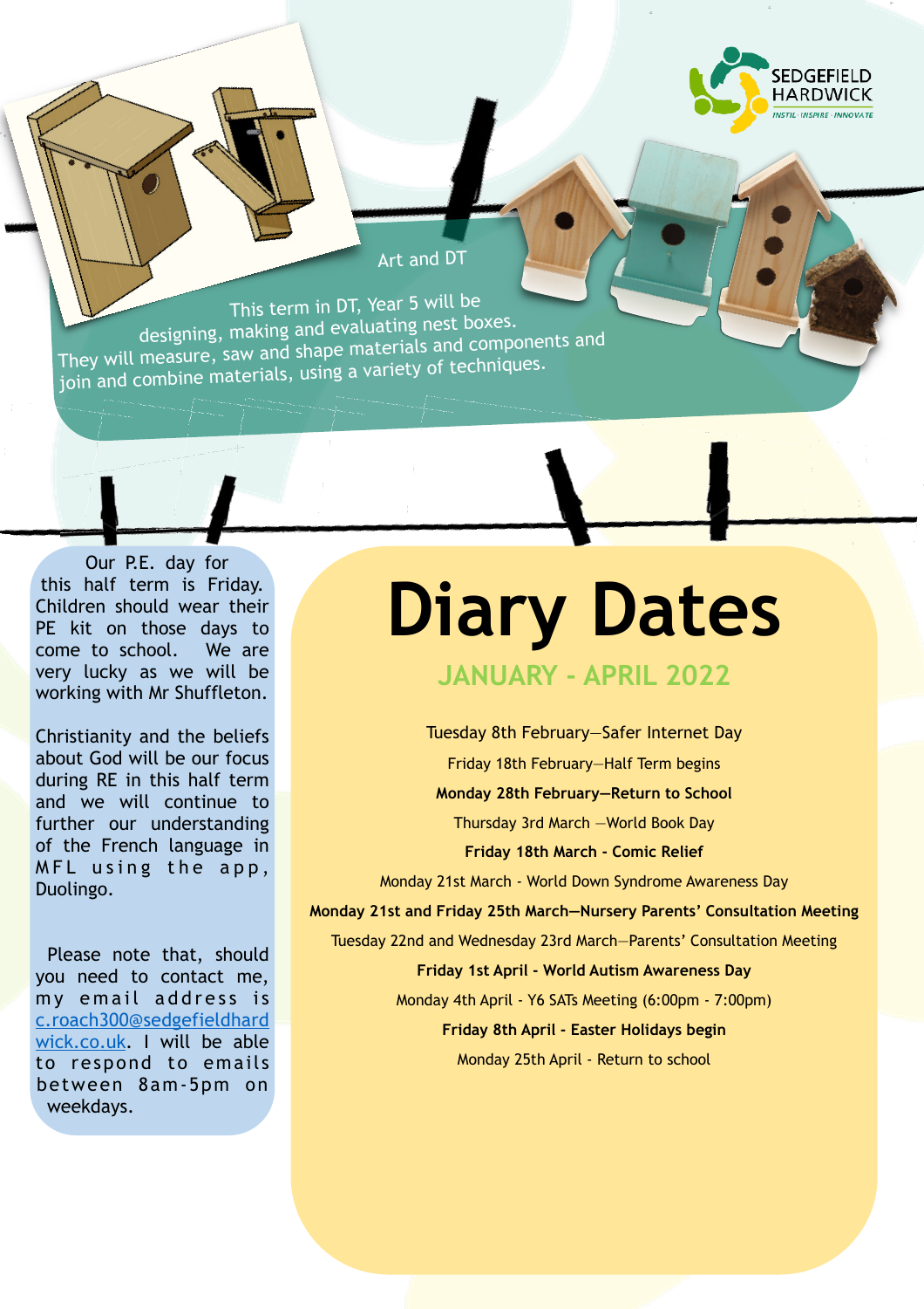## Art and DT

This term in DT, Year 5 will be designing, making and evaluating nest boxes. They will measure, saw and shape materials and components and join and combine materials, using a variety of techniques.

Our P.E. day for this half term is Friday. Children should wear their PE kit on those days to come to school. We are very lucky as we will be working with Mr Shuffleton.

Christianity and the beliefs about God will be our focus during RE in this half term and we will continue to further our understanding of the French language in MFL using the app, Duolingo.

Please note that, should you need to contact me, my email address is c.roach300@sedgefieldhardwick.co.uk. I will be able to respond to emails between 8am-5pm on weekdays.

# Diary Dates

## JANUARY - APRIL 2022

Tuesday 8th February—Safer Internet Day

Friday 18th February—Half Term begins

**Monday 28th February—Return to School**

Thursday 3rd March —World Book Day

**Friday 18th March - Comic Relief**

Monday 21st March - World Down Syndrome Awareness Day

**Monday 21st and Friday 25th March—Nursery Parents' Consultation Meeting**

Tuesday 22nd and Wednesday 23rd March—Parents' Consultation Meeting

**Friday 1st April - World Autism Awareness Day**

Monday 4th April - Y6 SATs Meeting (6:00pm - 7:00pm)

**Friday 8th April - Easter Holidays begin**

Monday 25th April - Return to school